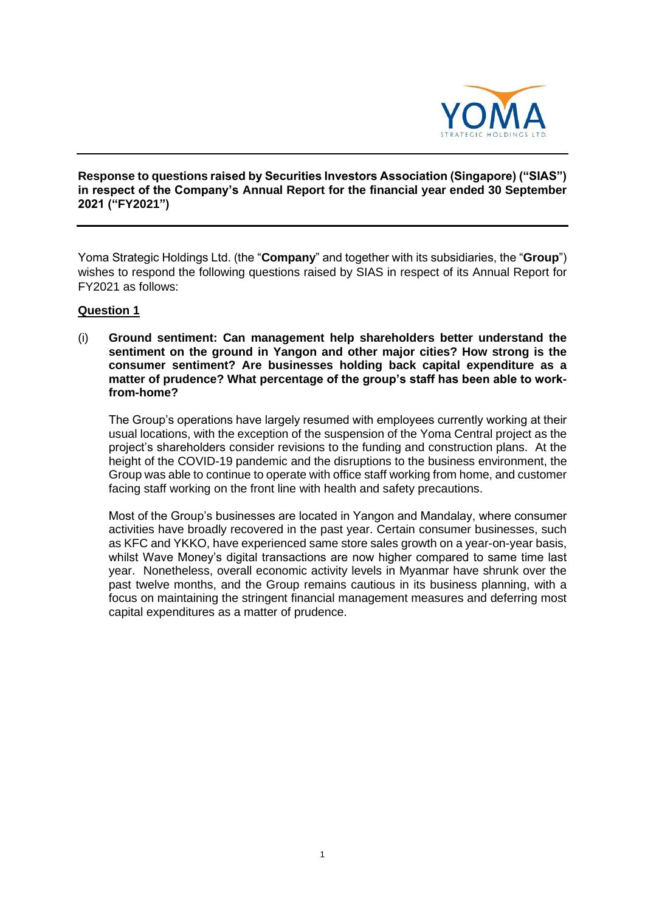**Response to questions raised by Securities Investors Association (Singapore) ("SIAS") in respect of the Company's Annual Report for the financial year ended 30 September 2021 ("FY2021")**

Yoma Strategic Holdings Ltd. (the "**Company**" and together with its subsidiaries, the "**Group**") wishes to respond the following questions raised by SIAS in respect of its Annual Report for FY2021 as follows:

**Question 1**

(i) **Ground sentiment: Can management help shareholders better understand the sentiment on the ground in Yangon and other major cities? How strong is the consumer sentiment? Are businesses holding back capital expenditure as a matter of prudence? What percentage of the group's staff has been able to work-from-home?**

The Group's operations have largely resumed with employees currently working at their usual locations, with the exception of the suspension of the Yoma Central project as the project's shareholders consider revisions to the funding and construction plans. At the height of the COVID-19 pandemic and the disruptions to the business environment, the Group was able to continue to operate with office staff working from home, and customer facing staff working on the front line with health and safety precautions.

Most of the Group's businesses are located in Yangon and Mandalay, where consumer activities have broadly recovered in the past year. Certain consumer businesses, such as KFC and YKKO, have experienced same store sales growth on a year-on-year basis, whilst Wave Money's digital transactions are now higher compared to same time last year. Nonetheless, overall economic activity levels in Myanmar have shrunk over the past twelve months, and the Group remains cautious in its business planning, with a focus on maintaining the stringent financial management measures and deferring most capital expenditures as a matter of prudence.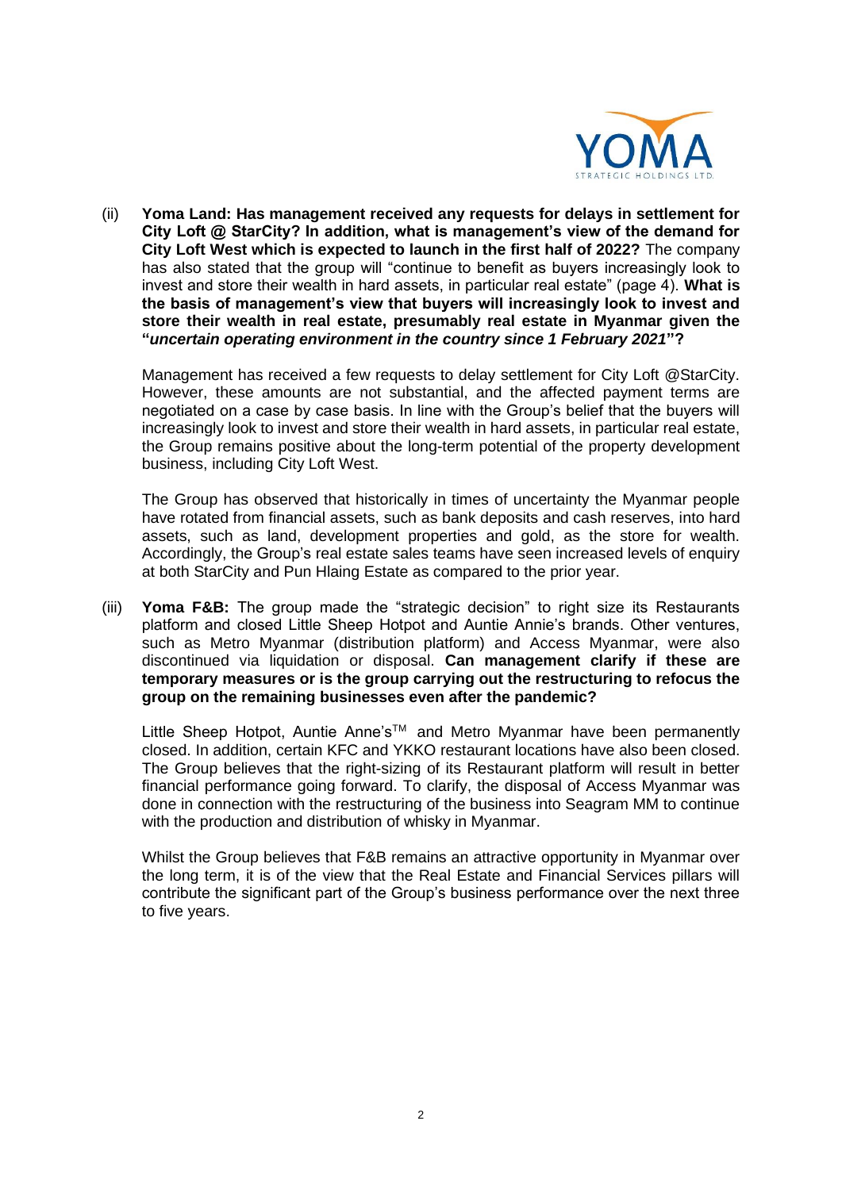(ii) **Yoma Land: Has management received any requests for delays in settlement for City Loft @ StarCity? In addition, what is management's view of the demand for City Loft West which is expected to launch in the first half of 2022?** The company has also stated that the group will "continue to benefit as buyers increasingly look to invest and store their wealth in hard assets, in particular real estate" (page 4). **What is the basis of management's view that buyers will increasingly look to invest and store their wealth in real estate, presumably real estate in Myanmar given the "*uncertain operating environment in the country since 1 February 2021*"?**

Management has received a few requests to delay settlement for City Loft @StarCity. However, these amounts are not substantial, and the affected payment terms are negotiated on a case by case basis. In line with the Group's belief that the buyers will increasingly look to invest and store their wealth in hard assets, in particular real estate, the Group remains positive about the long-term potential of the property development business, including City Loft West.

The Group has observed that historically in times of uncertainty the Myanmar people have rotated from financial assets, such as bank deposits and cash reserves, into hard assets, such as land, development properties and gold, as the store for wealth. Accordingly, the Group's real estate sales teams have seen increased levels of enquiry at both StarCity and Pun Hlaing Estate as compared to the prior year.

(iii) **Yoma F&B:** The group made the "strategic decision" to right size its Restaurants platform and closed Little Sheep Hotpot and Auntie Annie's brands. Other ventures, such as Metro Myanmar (distribution platform) and Access Myanmar, were also discontinued via liquidation or disposal. **Can management clarify if these are temporary measures or is the group carrying out the restructuring to refocus the group on the remaining businesses even after the pandemic?**

Little Sheep Hotpot, Auntie Anne's™ and Metro Myanmar have been permanently closed. In addition, certain KFC and YKKO restaurant locations have also been closed. The Group believes that the right-sizing of its Restaurant platform will result in better financial performance going forward. To clarify, the disposal of Access Myanmar was done in connection with the restructuring of the business into Seagram MM to continue with the production and distribution of whisky in Myanmar.

Whilst the Group believes that F&B remains an attractive opportunity in Myanmar over the long term, it is of the view that the Real Estate and Financial Services pillars will contribute the significant part of the Group's business performance over the next three to five years.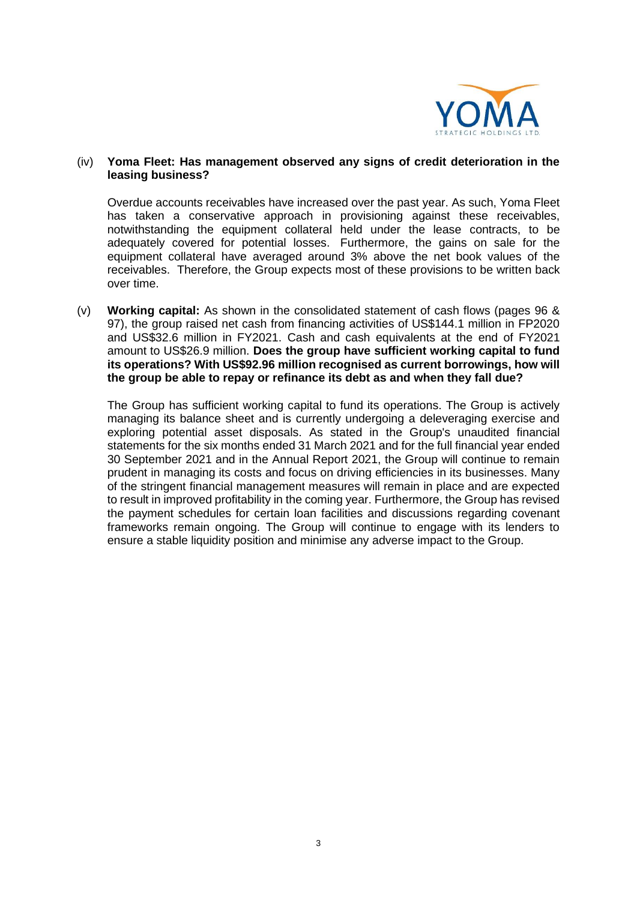(iv) **Yoma Fleet: Has management observed any signs of credit deterioration in the leasing business?**

Overdue accounts receivables have increased over the past year. As such, Yoma Fleet has taken a conservative approach in provisioning against these receivables, notwithstanding the equipment collateral held under the lease contracts, to be adequately covered for potential losses. Furthermore, the gains on sale for the equipment collateral have averaged around 3% above the net book values of the receivables. Therefore, the Group expects most of these provisions to be written back over time.

(v) **Working capital:** As shown in the consolidated statement of cash flows (pages 96 & 97), the group raised net cash from financing activities of US$144.1 million in FP2020 and US$32.6 million in FY2021. Cash and cash equivalents at the end of FY2021 amount to US$26.9 million. **Does the group have sufficient working capital to fund its operations? With US$92.96 million recognised as current borrowings, how will the group be able to repay or refinance its debt as and when they fall due?**

The Group has sufficient working capital to fund its operations. The Group is actively managing its balance sheet and is currently undergoing a deleveraging exercise and exploring potential asset disposals. As stated in the Group's unaudited financial statements for the six months ended 31 March 2021 and for the full financial year ended 30 September 2021 and in the Annual Report 2021, the Group will continue to remain prudent in managing its costs and focus on driving efficiencies in its businesses. Many of the stringent financial management measures will remain in place and are expected to result in improved profitability in the coming year. Furthermore, the Group has revised the payment schedules for certain loan facilities and discussions regarding covenant frameworks remain ongoing. The Group will continue to engage with its lenders to ensure a stable liquidity position and minimise any adverse impact to the Group.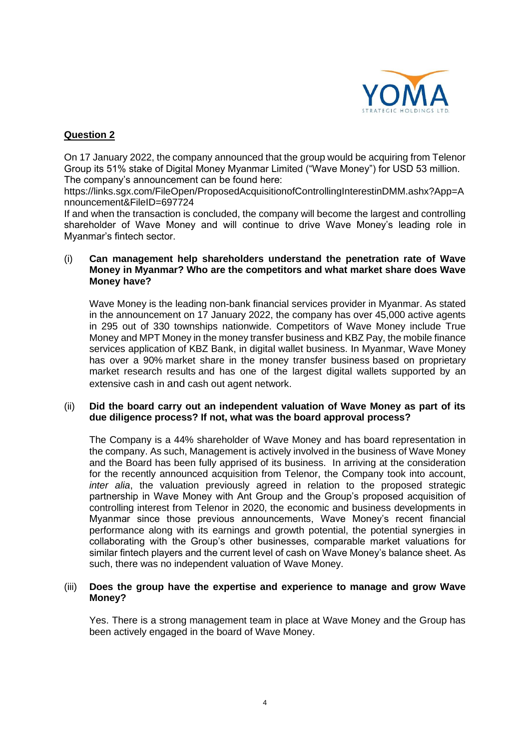**Question 2**

On 17 January 2022, the company announced that the group would be acquiring from Telenor Group its 51% stake of Digital Money Myanmar Limited ("Wave Money") for USD 53 million. The company's announcement can be found here:
https://links.sgx.com/FileOpen/ProposedAcquisitionofControllingInterestinDMM.ashx?App=Announcement&FileID=697724
If and when the transaction is concluded, the company will become the largest and controlling shareholder of Wave Money and will continue to drive Wave Money's leading role in Myanmar's fintech sector.

(i) **Can management help shareholders understand the penetration rate of Wave Money in Myanmar? Who are the competitors and what market share does Wave Money have?**

Wave Money is the leading non-bank financial services provider in Myanmar. As stated in the announcement on 17 January 2022, the company has over 45,000 active agents in 295 out of 330 townships nationwide. Competitors of Wave Money include True Money and MPT Money in the money transfer business and KBZ Pay, the mobile finance services application of KBZ Bank, in digital wallet business. In Myanmar, Wave Money has over a 90% market share in the money transfer business based on proprietary market research results and has one of the largest digital wallets supported by an extensive cash in and cash out agent network.

(ii) **Did the board carry out an independent valuation of Wave Money as part of its due diligence process? If not, what was the board approval process?**

The Company is a 44% shareholder of Wave Money and has board representation in the company. As such, Management is actively involved in the business of Wave Money and the Board has been fully apprised of its business. In arriving at the consideration for the recently announced acquisition from Telenor, the Company took into account, *inter alia*, the valuation previously agreed in relation to the proposed strategic partnership in Wave Money with Ant Group and the Group's proposed acquisition of controlling interest from Telenor in 2020, the economic and business developments in Myanmar since those previous announcements, Wave Money's recent financial performance along with its earnings and growth potential, the potential synergies in collaborating with the Group's other businesses, comparable market valuations for similar fintech players and the current level of cash on Wave Money's balance sheet. As such, there was no independent valuation of Wave Money.

(iii) **Does the group have the expertise and experience to manage and grow Wave Money?**

Yes. There is a strong management team in place at Wave Money and the Group has been actively engaged in the board of Wave Money.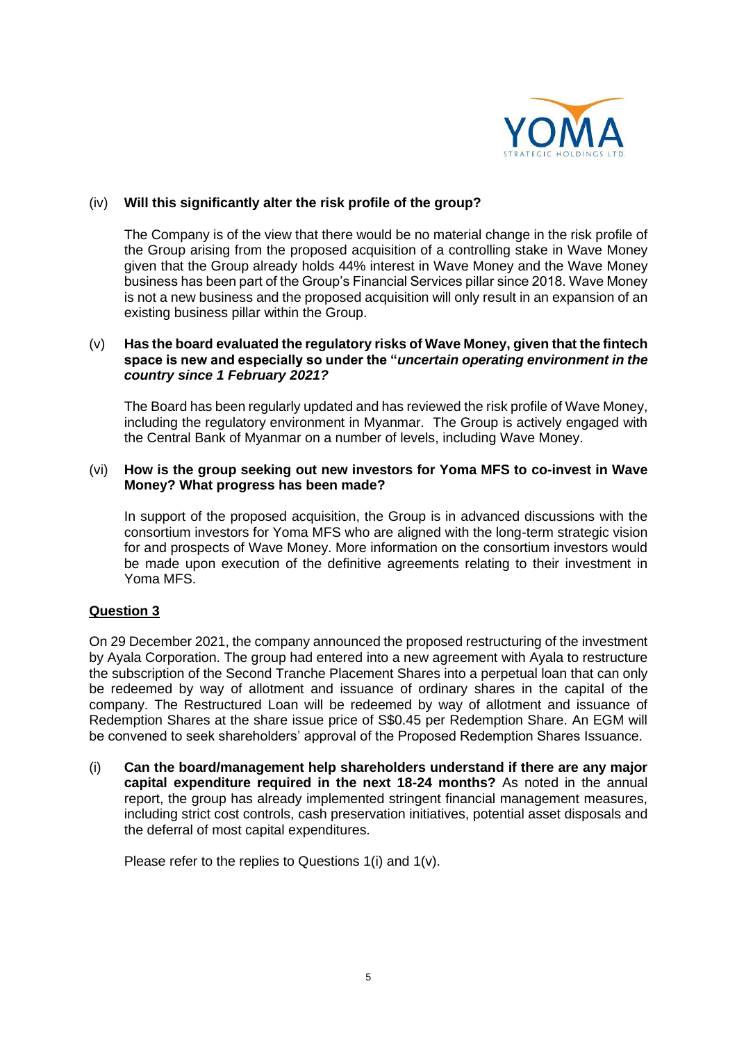(iv) **Will this significantly alter the risk profile of the group?**

The Company is of the view that there would be no material change in the risk profile of the Group arising from the proposed acquisition of a controlling stake in Wave Money given that the Group already holds 44% interest in Wave Money and the Wave Money business has been part of the Group's Financial Services pillar since 2018. Wave Money is not a new business and the proposed acquisition will only result in an expansion of an existing business pillar within the Group.

(v) **Has the board evaluated the regulatory risks of Wave Money, given that the fintech space is new and especially so under the "*uncertain operating environment in the country since 1 February 2021?***

The Board has been regularly updated and has reviewed the risk profile of Wave Money, including the regulatory environment in Myanmar. The Group is actively engaged with the Central Bank of Myanmar on a number of levels, including Wave Money.

(vi) **How is the group seeking out new investors for Yoma MFS to co-invest in Wave Money? What progress has been made?**

In support of the proposed acquisition, the Group is in advanced discussions with the consortium investors for Yoma MFS who are aligned with the long-term strategic vision for and prospects of Wave Money. More information on the consortium investors would be made upon execution of the definitive agreements relating to their investment in Yoma MFS.

**<u>Question 3</u>**

On 29 December 2021, the company announced the proposed restructuring of the investment by Ayala Corporation. The group had entered into a new agreement with Ayala to restructure the subscription of the Second Tranche Placement Shares into a perpetual loan that can only be redeemed by way of allotment and issuance of ordinary shares in the capital of the company. The Restructured Loan will be redeemed by way of allotment and issuance of Redemption Shares at the share issue price of S$0.45 per Redemption Share. An EGM will be convened to seek shareholders' approval of the Proposed Redemption Shares Issuance.

(i) **Can the board/management help shareholders understand if there are any major capital expenditure required in the next 18-24 months?** As noted in the annual report, the group has already implemented stringent financial management measures, including strict cost controls, cash preservation initiatives, potential asset disposals and the deferral of most capital expenditures.

Please refer to the replies to Questions 1(i) and 1(v).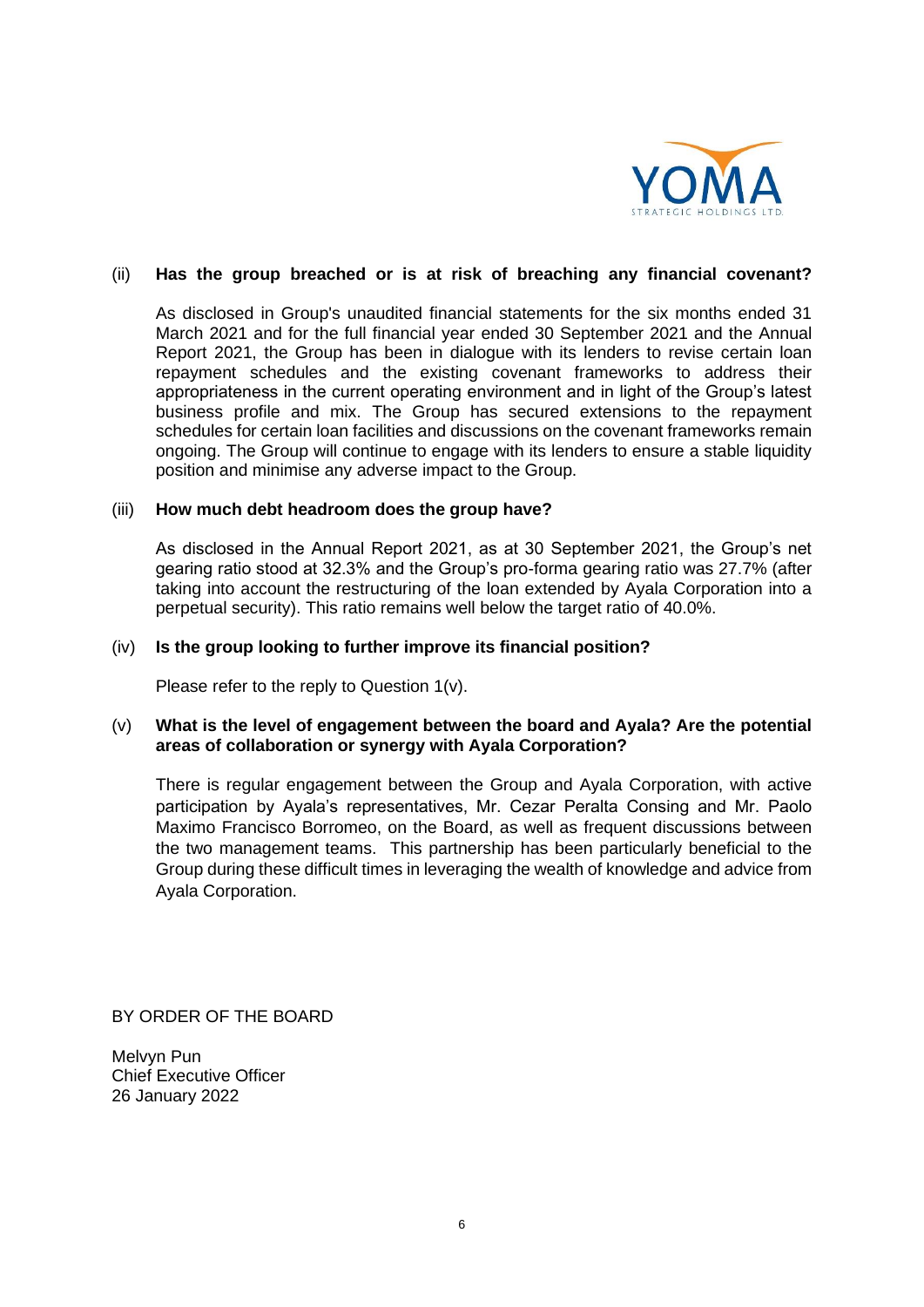(ii) **Has the group breached or is at risk of breaching any financial covenant?**

As disclosed in Group's unaudited financial statements for the six months ended 31 March 2021 and for the full financial year ended 30 September 2021 and the Annual Report 2021, the Group has been in dialogue with its lenders to revise certain loan repayment schedules and the existing covenant frameworks to address their appropriateness in the current operating environment and in light of the Group's latest business profile and mix. The Group has secured extensions to the repayment schedules for certain loan facilities and discussions on the covenant frameworks remain ongoing. The Group will continue to engage with its lenders to ensure a stable liquidity position and minimise any adverse impact to the Group.

(iii) **How much debt headroom does the group have?**

As disclosed in the Annual Report 2021, as at 30 September 2021, the Group's net gearing ratio stood at 32.3% and the Group's pro-forma gearing ratio was 27.7% (after taking into account the restructuring of the loan extended by Ayala Corporation into a perpetual security). This ratio remains well below the target ratio of 40.0%.

(iv) **Is the group looking to further improve its financial position?**

Please refer to the reply to Question 1(v).

(v) **What is the level of engagement between the board and Ayala? Are the potential areas of collaboration or synergy with Ayala Corporation?**

There is regular engagement between the Group and Ayala Corporation, with active participation by Ayala's representatives, Mr. Cezar Peralta Consing and Mr. Paolo Maximo Francisco Borromeo, on the Board, as well as frequent discussions between the two management teams. This partnership has been particularly beneficial to the Group during these difficult times in leveraging the wealth of knowledge and advice from Ayala Corporation.

BY ORDER OF THE BOARD

Melvyn Pun
Chief Executive Officer
26 January 2022